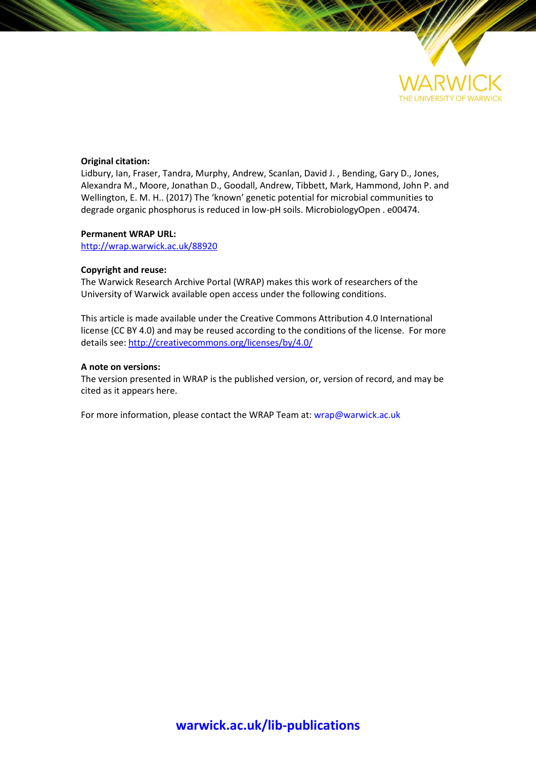**Original citation:**
Lidbury, Ian, Fraser, Tandra, Murphy, Andrew, Scanlan, David J. , Bending, Gary D., Jones, Alexandra M., Moore, Jonathan D., Goodall, Andrew, Tibbett, Mark, Hammond, John P. and Wellington, E. M. H.. (2017) The 'known' genetic potential for microbial communities to degrade organic phosphorus is reduced in low-pH soils. MicrobiologyOpen . e00474.

**Permanent WRAP URL:**
http://wrap.warwick.ac.uk/88920

**Copyright and reuse:**
The Warwick Research Archive Portal (WRAP) makes this work of researchers of the University of Warwick available open access under the following conditions.

This article is made available under the Creative Commons Attribution 4.0 International license (CC BY 4.0) and may be reused according to the conditions of the license. For more details see: http://creativecommons.org/licenses/by/4.0/

**A note on versions:**
The version presented in WRAP is the published version, or, version of record, and may be cited as it appears here.

For more information, please contact the WRAP Team at: wrap@warwick.ac.uk

**warwick.ac.uk/lib-publications**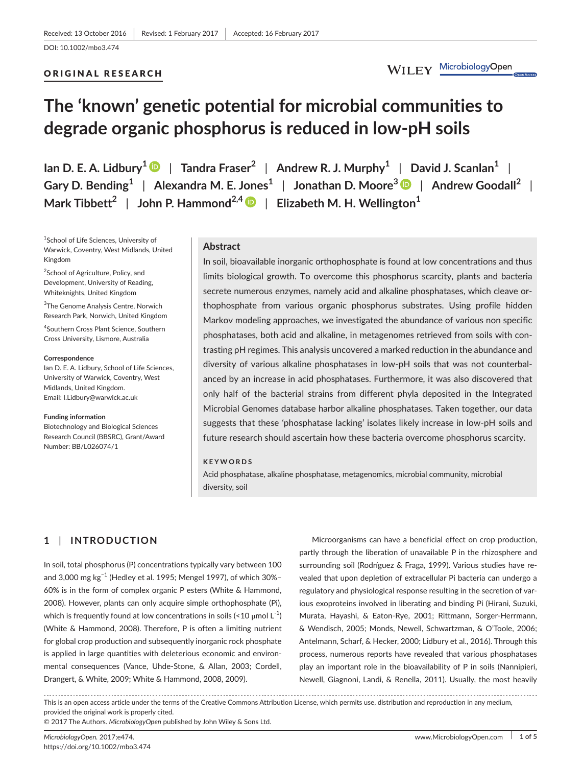Received: 13 October 2016 | Revised: 1 February 2017 | Accepted: 16 February 2017

DOI: 10.1002/mbo3.474

ORIGINAL RESEARCH

# The 'known' genetic potential for microbial communities to degrade organic phosphorus is reduced in low-pH soils

**Ian D. E. A. Lidbury[1] | Tandra Fraser[2] | Andrew R. J. Murphy[1] | David J. Scanlan[1] | Gary D. Bending[1] | Alexandra M. E. Jones[1] | Jonathan D. Moore[3] | Andrew Goodall[2] | Mark Tibbett[2] | John P. Hammond[2,4] | Elizabeth M. H. Wellington[1]**

[1]School of Life Sciences, University of Warwick, Coventry, West Midlands, United Kingdom

[2]School of Agriculture, Policy, and Development, University of Reading, Whiteknights, United Kingdom

[3]The Genome Analysis Centre, Norwich Research Park, Norwich, United Kingdom

[4]Southern Cross Plant Science, Southern Cross University, Lismore, Australia

**Correspondence**
Ian D. E. A. Lidbury, School of Life Sciences, University of Warwick, Coventry, West Midlands, United Kingdom.
Email: I.Lidbury@warwick.ac.uk

**Funding information**
Biotechnology and Biological Sciences Research Council (BBSRC), Grant/Award Number: BB/L026074/1

## Abstract

In soil, bioavailable inorganic orthophosphate is found at low concentrations and thus limits biological growth. To overcome this phosphorus scarcity, plants and bacteria secrete numerous enzymes, namely acid and alkaline phosphatases, which cleave orthophosphate from various organic phosphorus substrates. Using profile hidden Markov modeling approaches, we investigated the abundance of various non specific phosphatases, both acid and alkaline, in metagenomes retrieved from soils with contrasting pH regimes. This analysis uncovered a marked reduction in the abundance and diversity of various alkaline phosphatases in low-pH soils that was not counterbalanced by an increase in acid phosphatases. Furthermore, it was also discovered that only half of the bacterial strains from different phyla deposited in the Integrated Microbial Genomes database harbor alkaline phosphatases. Taken together, our data suggests that these 'phosphatase lacking' isolates likely increase in low-pH soils and future research should ascertain how these bacteria overcome phosphorus scarcity.

**KEYWORDS**

Acid phosphatase, alkaline phosphatase, metagenomics, microbial community, microbial diversity, soil

## 1 | INTRODUCTION

In soil, total phosphorus (P) concentrations typically vary between 100 and 3,000 mg kg$^{-1}$ (Hedley et al. 1995; Mengel 1997), of which 30%–60% is in the form of complex organic P esters (White & Hammond, 2008). However, plants can only acquire simple orthophosphate (Pi), which is frequently found at low concentrations in soils (<10 μmol L$^{-1}$) (White & Hammond, 2008). Therefore, P is often a limiting nutrient for global crop production and subsequently inorganic rock phosphate is applied in large quantities with deleterious economic and environmental consequences (Vance, Uhde-Stone, & Allan, 2003; Cordell, Drangert, & White, 2009; White & Hammond, 2008, 2009).

Microorganisms can have a beneficial effect on crop production, partly through the liberation of unavailable P in the rhizosphere and surrounding soil (Rodríguez & Fraga, 1999). Various studies have revealed that upon depletion of extracellular Pi bacteria can undergo a regulatory and physiological response resulting in the secretion of various exoproteins involved in liberating and binding Pi (Hirani, Suzuki, Murata, Hayashi, & Eaton-Raye, 2001; Rittmann, Sorger-Herrmann, & Wendisch, 2005; Monds, Newell, Schwartzman, & O'Toole, 2006; Antelmann, Scharf, & Hecker, 2000; Lidbury et al., 2016). Through this process, numerous reports have revealed that various phosphatases play an important role in the bioavailability of P in soils (Nannipieri, Newell, Giagnoni, Landi, & Renella, 2011). Usually, the most heavily

This is an open access article under the terms of the Creative Commons Attribution License, which permits use, distribution and reproduction in any medium, provided the original work is properly cited.
© 2017 The Authors. *MicrobiologyOpen* published by John Wiley & Sons Ltd.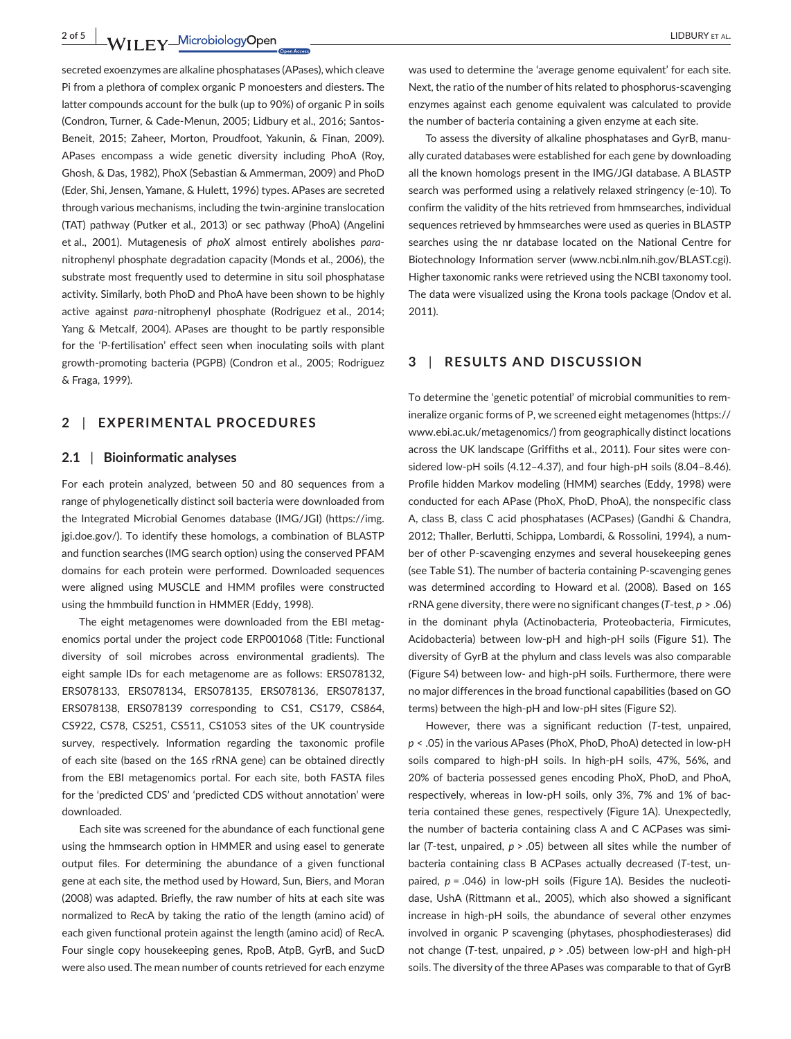secreted exoenzymes are alkaline phosphatases (APases), which cleave Pi from a plethora of complex organic P monoesters and diesters. The latter compounds account for the bulk (up to 90%) of organic P in soils (Condron, Turner, & Cade-Menun, 2005; Lidbury et al., 2016; Santos-Beneit, 2015; Zaheer, Morton, Proudfoot, Yakunin, & Finan, 2009). APases encompass a wide genetic diversity including PhoA (Roy, Ghosh, & Das, 1982), PhoX (Sebastian & Ammerman, 2009) and PhoD (Eder, Shi, Jensen, Yamane, & Hulett, 1996) types. APases are secreted through various mechanisms, including the twin-arginine translocation (TAT) pathway (Putker et al., 2013) or sec pathway (PhoA) (Angelini et al., 2001). Mutagenesis of *phoX* almost entirely abolishes *para*-nitrophenyl phosphate degradation capacity (Monds et al., 2006), the substrate most frequently used to determine in situ soil phosphatase activity. Similarly, both PhoD and PhoA have been shown to be highly active against *para*-nitrophenyl phosphate (Rodriguez et al., 2014; Yang & Metcalf, 2004). APases are thought to be partly responsible for the 'P-fertilisation' effect seen when inoculating soils with plant growth-promoting bacteria (PGPB) (Condron et al., 2005; Rodríguez & Fraga, 1999).

## 2 | EXPERIMENTAL PROCEDURES

### 2.1 | Bioinformatic analyses

For each protein analyzed, between 50 and 80 sequences from a range of phylogenetically distinct soil bacteria were downloaded from the Integrated Microbial Genomes database (IMG/JGI) (https://img.jgi.doe.gov/). To identify these homologs, a combination of BLASTP and function searches (IMG search option) using the conserved PFAM domains for each protein were performed. Downloaded sequences were aligned using MUSCLE and HMM profiles were constructed using the hmmbuild function in HMMER (Eddy, 1998).

The eight metagenomes were downloaded from the EBI metagenomics portal under the project code ERP001068 (Title: Functional diversity of soil microbes across environmental gradients). The eight sample IDs for each metagenome are as follows: ERS078132, ERS078133, ERS078134, ERS078135, ERS078136, ERS078137, ERS078138, ERS078139 corresponding to CS1, CS179, CS864, CS922, CS78, CS251, CS511, CS1053 sites of the UK countryside survey, respectively. Information regarding the taxonomic profile of each site (based on the 16S rRNA gene) can be obtained directly from the EBI metagenomics portal. For each site, both FASTA files for the 'predicted CDS' and 'predicted CDS without annotation' were downloaded.

Each site was screened for the abundance of each functional gene using the hmmsearch option in HMMER and using easel to generate output files. For determining the abundance of a given functional gene at each site, the method used by Howard, Sun, Biers, and Moran (2008) was adapted. Briefly, the raw number of hits at each site was normalized to RecA by taking the ratio of the length (amino acid) of each given functional protein against the length (amino acid) of RecA. Four single copy housekeeping genes, RpoB, AtpB, GyrB, and SucD were also used. The mean number of counts retrieved for each enzyme was used to determine the 'average genome equivalent' for each site. Next, the ratio of the number of hits related to phosphorus-scavenging enzymes against each genome equivalent was calculated to provide the number of bacteria containing a given enzyme at each site.

To assess the diversity of alkaline phosphatases and GyrB, manually curated databases were established for each gene by downloading all the known homologs present in the IMG/JGI database. A BLASTP search was performed using a relatively relaxed stringency (e-10). To confirm the validity of the hits retrieved from hmmsearches, individual sequences retrieved by hmmsearches were used as queries in BLASTP searches using the nr database located on the National Centre for Biotechnology Information server (www.ncbi.nlm.nih.gov/BLAST.cgi). Higher taxonomic ranks were retrieved using the NCBI taxonomy tool. The data were visualized using the Krona tools package (Ondov et al. 2011).

## 3 | RESULTS AND DISCUSSION

To determine the 'genetic potential' of microbial communities to remineralize organic forms of P, we screened eight metagenomes (https://www.ebi.ac.uk/metagenomics/) from geographically distinct locations across the UK landscape (Griffiths et al., 2011). Four sites were considered low-pH soils (4.12–4.37), and four high-pH soils (8.04–8.46). Profile hidden Markov modeling (HMM) searches (Eddy, 1998) were conducted for each APase (PhoX, PhoD, PhoA), the nonspecific class A, class B, class C acid phosphatases (ACPases) (Gandhi & Chandra, 2012; Thaller, Berlutti, Schippa, Lombardi, & Rossolini, 1994), a number of other P-scavenging enzymes and several housekeeping genes (see Table S1). The number of bacteria containing P-scavenging genes was determined according to Howard et al. (2008). Based on 16S rRNA gene diversity, there were no significant changes (*T*-test, $p > .06$) in the dominant phyla (Actinobacteria, Proteobacteria, Firmicutes, Acidobacteria) between low-pH and high-pH soils (Figure S1). The diversity of GyrB at the phylum and class levels was also comparable (Figure S4) between low- and high-pH soils. Furthermore, there were no major differences in the broad functional capabilities (based on GO terms) between the high-pH and low-pH sites (Figure S2).

However, there was a significant reduction (*T*-test, unpaired, $p < .05$) in the various APases (PhoX, PhoD, PhoA) detected in low-pH soils compared to high-pH soils. In high-pH soils, 47%, 56%, and 20% of bacteria possessed genes encoding PhoX, PhoD, and PhoA, respectively, whereas in low-pH soils, only 3%, 7% and 1% of bacteria contained these genes, respectively (Figure 1A). Unexpectedly, the number of bacteria containing class A and C ACPases was similar (*T*-test, unpaired, $p > .05$) between all sites while the number of bacteria containing class B ACPases actually decreased (*T*-test, unpaired, $p = .046$) in low-pH soils (Figure 1A). Besides the nucleotidase, UshA (Rittmann et al., 2005), which also showed a significant increase in high-pH soils, the abundance of several other enzymes involved in organic P scavenging (phytases, phosphodiesterases) did not change (*T*-test, unpaired, $p > .05$) between low-pH and high-pH soils. The diversity of the three APases was comparable to that of GyrB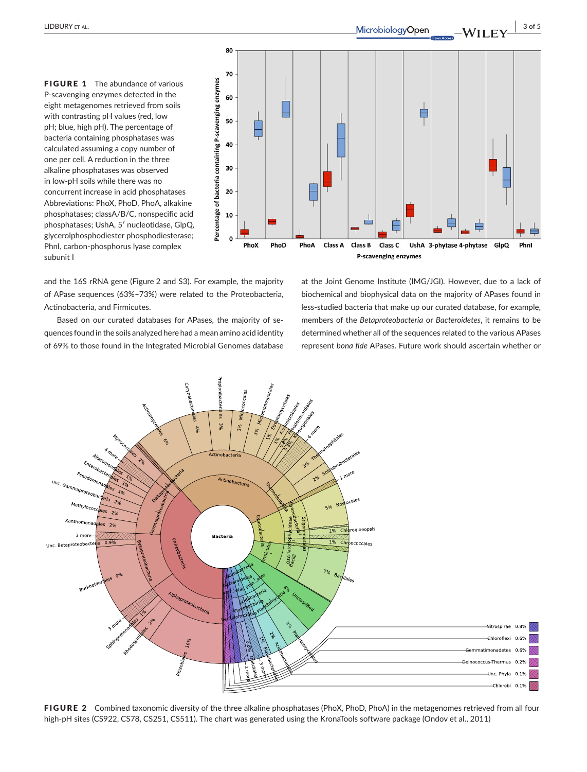**FIGURE 1** The abundance of various P-scavenging enzymes detected in the eight metagenomes retrieved from soils with contrasting pH values (red, low pH; blue, high pH). The percentage of bacteria containing phosphatases was calculated assuming a copy number of one per cell. A reduction in the three alkaline phosphatases was observed in low-pH soils while there was no concurrent increase in acid phosphatases Abbreviations: PhoX, PhoD, PhoA, alkaline phosphatases; classA/B/C, nonspecific acid phosphatases; UshA, 5′ nucleotidase, GlpQ, glycerolphosphodiester phosphodiesterase; PhnI, carbon-phosphorus lyase complex subunit I

and the 16S rRNA gene (Figure 2 and S3). For example, the majority of APase sequences (63%–73%) were related to the Proteobacteria, Actinobacteria, and Firmicutes.

Based on our curated databases for APases, the majority of sequences found in the soils analyzed here had a mean amino acid identity of 69% to those found in the Integrated Microbial Genomes database at the Joint Genome Institute (IMG/JGI). However, due to a lack of biochemical and biophysical data on the majority of APases found in less-studied bacteria that make up our curated database, for example, members of the *Betaproteobacteria* or *Bacteroidetes*, it remains to be determined whether all of the sequences related to the various APases represent *bona fide* APases. Future work should ascertain whether or

**FIGURE 2** Combined taxonomic diversity of the three alkaline phosphatases (PhoX, PhoD, PhoA) in the metagenomes retrieved from all four high-pH sites (CS922, CS78, CS251, CS511). The chart was generated using the KronaTools software package (Ondov et al., 2011)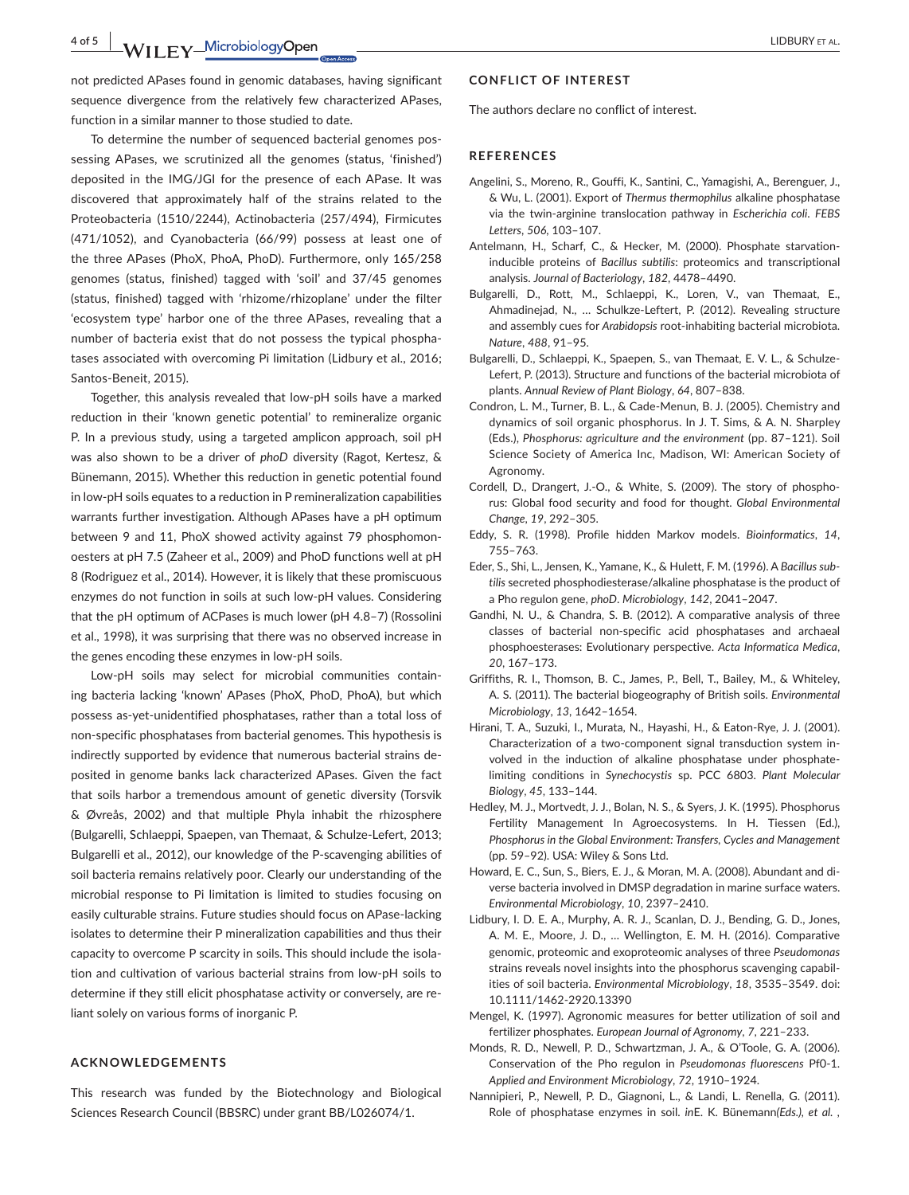not predicted APases found in genomic databases, having significant sequence divergence from the relatively few characterized APases, function in a similar manner to those studied to date.

To determine the number of sequenced bacterial genomes possessing APases, we scrutinized all the genomes (status, 'finished') deposited in the IMG/JGI for the presence of each APase. It was discovered that approximately half of the strains related to the Proteobacteria (1510/2244), Actinobacteria (257/494), Firmicutes (471/1052), and Cyanobacteria (66/99) possess at least one of the three APases (PhoX, PhoA, PhoD). Furthermore, only 165/258 genomes (status, finished) tagged with 'soil' and 37/45 genomes (status, finished) tagged with 'rhizome/rhizoplane' under the filter 'ecosystem type' harbor one of the three APases, revealing that a number of bacteria exist that do not possess the typical phosphatases associated with overcoming Pi limitation (Lidbury et al., 2016; Santos-Beneit, 2015).

Together, this analysis revealed that low-pH soils have a marked reduction in their 'known genetic potential' to remineralize organic P. In a previous study, using a targeted amplicon approach, soil pH was also shown to be a driver of *phoD* diversity (Ragot, Kertesz, & Bünemann, 2015). Whether this reduction in genetic potential found in low-pH soils equates to a reduction in P remineralization capabilities warrants further investigation. Although APases have a pH optimum between 9 and 11, PhoX showed activity against 79 phosphomonoesters at pH 7.5 (Zaheer et al., 2009) and PhoD functions well at pH 8 (Rodriguez et al., 2014). However, it is likely that these promiscuous enzymes do not function in soils at such low-pH values. Considering that the pH optimum of ACPases is much lower (pH 4.8–7) (Rossolini et al., 1998), it was surprising that there was no observed increase in the genes encoding these enzymes in low-pH soils.

Low-pH soils may select for microbial communities containing bacteria lacking 'known' APases (PhoX, PhoD, PhoA), but which possess as-yet-unidentified phosphatases, rather than a total loss of non-specific phosphatases from bacterial genomes. This hypothesis is indirectly supported by evidence that numerous bacterial strains deposited in genome banks lack characterized APases. Given the fact that soils harbor a tremendous amount of genetic diversity (Torsvik & Øvreås, 2002) and that multiple Phyla inhabit the rhizosphere (Bulgarelli, Schlaeppi, Spaepen, van Themaat, & Schulze-Lefert, 2013; Bulgarelli et al., 2012), our knowledge of the P-scavenging abilities of soil bacteria remains relatively poor. Clearly our understanding of the microbial response to Pi limitation is limited to studies focusing on easily culturable strains. Future studies should focus on APase-lacking isolates to determine their P mineralization capabilities and thus their capacity to overcome P scarcity in soils. This should include the isolation and cultivation of various bacterial strains from low-pH soils to determine if they still elicit phosphatase activity or conversely, are reliant solely on various forms of inorganic P.

## ACKNOWLEDGEMENTS

This research was funded by the Biotechnology and Biological Sciences Research Council (BBSRC) under grant BB/L026074/1.

## CONFLICT OF INTEREST

The authors declare no conflict of interest.

## REFERENCES

Angelini, S., Moreno, R., Gouffi, K., Santini, C., Yamagishi, A., Berenguer, J., & Wu, L. (2001). Export of *Thermus thermophilus* alkaline phosphatase via the twin-arginine translocation pathway in *Escherichia coli*. *FEBS Letters*, *506*, 103–107.

Antelmann, H., Scharf, C., & Hecker, M. (2000). Phosphate starvation-inducible proteins of *Bacillus subtilis*: proteomics and transcriptional analysis. *Journal of Bacteriology*, *182*, 4478–4490.

Bulgarelli, D., Rott, M., Schlaeppi, K., Loren, V., van Themaat, E., Ahmadinejad, N., … Schulkze-Leftert, P. (2012). Revealing structure and assembly cues for *Arabidopsis* root-inhabiting bacterial microbiota. *Nature*, *488*, 91–95.

Bulgarelli, D., Schlaeppi, K., Spaepen, S., van Themaat, E. V. L., & Schulze-Lefert, P. (2013). Structure and functions of the bacterial microbiota of plants. *Annual Review of Plant Biology*, *64*, 807–838.

Condron, L. M., Turner, B. L., & Cade-Menun, B. J. (2005). Chemistry and dynamics of soil organic phosphorus. In J. T. Sims, & A. N. Sharpley (Eds.), *Phosphorus: agriculture and the environment* (pp. 87–121). Soil Science Society of America Inc, Madison, WI: American Society of Agronomy.

Cordell, D., Drangert, J.-O., & White, S. (2009). The story of phosphorus: Global food security and food for thought. *Global Environmental Change*, *19*, 292–305.

Eddy, S. R. (1998). Profile hidden Markov models. *Bioinformatics*, *14*, 755–763.

Eder, S., Shi, L., Jensen, K., Yamane, K., & Hulett, F. M. (1996). A *Bacillus subtilis* secreted phosphodiesterase/alkaline phosphatase is the product of a Pho regulon gene, *phoD*. *Microbiology*, *142*, 2041–2047.

Gandhi, N. U., & Chandra, S. B. (2012). A comparative analysis of three classes of bacterial non-specific acid phosphatases and archaeal phosphoesterases: Evolutionary perspective. *Acta Informatica Medica*, *20*, 167–173.

Griffiths, R. I., Thomson, B. C., James, P., Bell, T., Bailey, M., & Whiteley, A. S. (2011). The bacterial biogeography of British soils. *Environmental Microbiology*, *13*, 1642–1654.

Hirani, T. A., Suzuki, I., Murata, N., Hayashi, H., & Eaton-Rye, J. J. (2001). Characterization of a two-component signal transduction system involved in the induction of alkaline phosphatase under phosphate-limiting conditions in *Synechocystis* sp. PCC 6803. *Plant Molecular Biology*, *45*, 133–144.

Hedley, M. J., Mortvedt, J. J., Bolan, N. S., & Syers, J. K. (1995). Phosphorus Fertility Management In Agroecosystems. In H. Tiessen (Ed.), *Phosphorus in the Global Environment: Transfers, Cycles and Management* (pp. 59–92). USA: Wiley & Sons Ltd.

Howard, E. C., Sun, S., Biers, E. J., & Moran, M. A. (2008). Abundant and diverse bacteria involved in DMSP degradation in marine surface waters. *Environmental Microbiology*, *10*, 2397–2410.

Lidbury, I. D. E. A., Murphy, A. R. J., Scanlan, D. J., Bending, G. D., Jones, A. M. E., Moore, J. D., … Wellington, E. M. H. (2016). Comparative genomic, proteomic and exoproteomic analyses of three *Pseudomonas* strains reveals novel insights into the phosphorus scavenging capabilities of soil bacteria. *Environmental Microbiology*, *18*, 3535–3549. doi: 10.1111/1462-2920.13390

Mengel, K. (1997). Agronomic measures for better utilization of soil and fertilizer phosphates. *European Journal of Agronomy*, *7*, 221–233.

Monds, R. D., Newell, P. D., Schwartzman, J. A., & O'Toole, G. A. (2006). Conservation of the Pho regulon in *Pseudomonas fluorescens* Pf0-1. *Applied and Environment Microbiology*, *72*, 1910–1924.

Nannipieri, P., Newell, P. D., Giagnoni, L., & Landi, L. Renella, G. (2011). Role of phosphatase enzymes in soil. *in*E. K. Bünemann*(Eds.), et al.* ,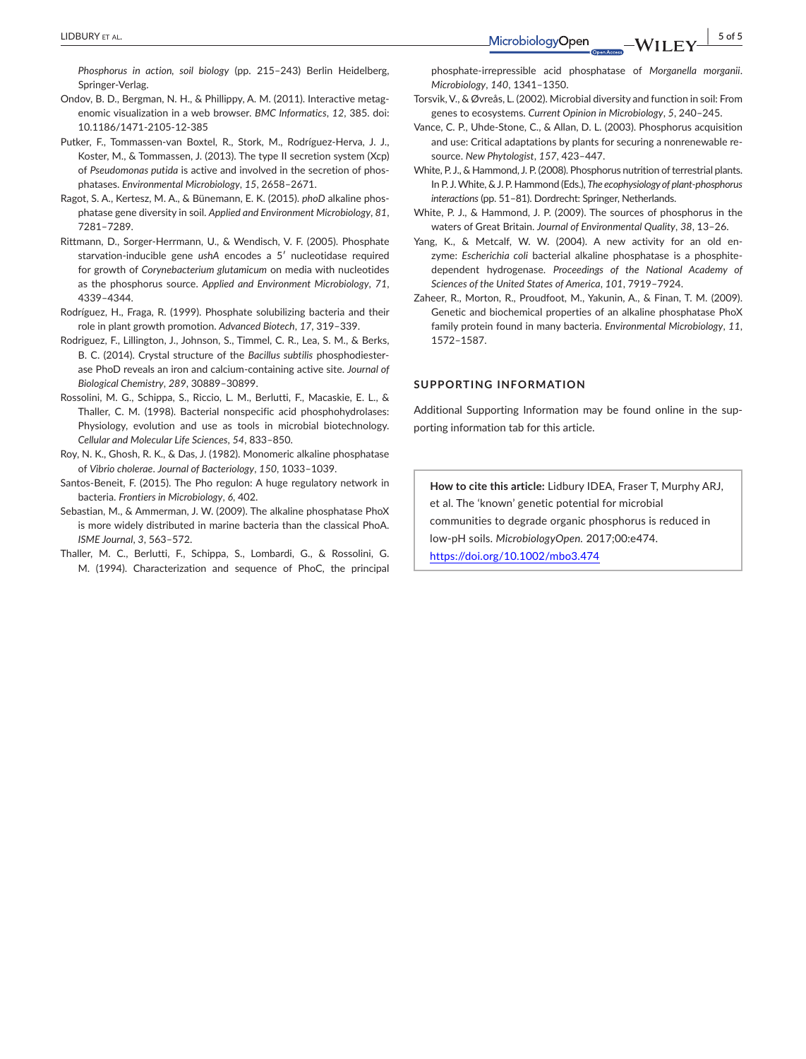*Phosphorus in action, soil biology* (pp. 215–243) Berlin Heidelberg, Springer-Verlag.

Ondov, B. D., Bergman, N. H., & Phillippy, A. M. (2011). Interactive metagenomic visualization in a web browser. *BMC Informatics*, *12*, 385. doi: 10.1186/1471-2105-12-385

Putker, F., Tommassen-van Boxtel, R., Stork, M., Rodríguez-Herva, J. J., Koster, M., & Tommassen, J. (2013). The type II secretion system (Xcp) of *Pseudomonas putida* is active and involved in the secretion of phosphatases. *Environmental Microbiology*, *15*, 2658–2671.

Ragot, S. A., Kertesz, M. A., & Bünemann, E. K. (2015). *phoD* alkaline phosphatase gene diversity in soil. *Applied and Environment Microbiology*, *81*, 7281–7289.

Rittmann, D., Sorger-Herrmann, U., & Wendisch, V. F. (2005). Phosphate starvation-inducible gene *ushA* encodes a 5′ nucleotidase required for growth of *Corynebacterium glutamicum* on media with nucleotides as the phosphorus source. *Applied and Environment Microbiology*, *71*, 4339–4344.

Rodríguez, H., Fraga, R. (1999). Phosphate solubilizing bacteria and their role in plant growth promotion. *Advanced Biotech*, *17*, 319–339.

Rodriguez, F., Lillington, J., Johnson, S., Timmel, C. R., Lea, S. M., & Berks, B. C. (2014). Crystal structure of the *Bacillus subtilis* phosphodiesterase PhoD reveals an iron and calcium-containing active site. *Journal of Biological Chemistry*, *289*, 30889–30899.

Rossolini, M. G., Schippa, S., Riccio, L. M., Berlutti, F., Macaskie, E. L., & Thaller, C. M. (1998). Bacterial nonspecific acid phosphohydrolases: Physiology, evolution and use as tools in microbial biotechnology. *Cellular and Molecular Life Sciences*, *54*, 833–850.

Roy, N. K., Ghosh, R. K., & Das, J. (1982). Monomeric alkaline phosphatase of *Vibrio cholerae*. *Journal of Bacteriology*, *150*, 1033–1039.

Santos-Beneit, F. (2015). The Pho regulon: A huge regulatory network in bacteria. *Frontiers in Microbiology*, *6*, 402.

Sebastian, M., & Ammerman, J. W. (2009). The alkaline phosphatase PhoX is more widely distributed in marine bacteria than the classical PhoA. *ISME Journal*, *3*, 563–572.

Thaller, M. C., Berlutti, F., Schippa, S., Lombardi, G., & Rossolini, G. M. (1994). Characterization and sequence of PhoC, the principal phosphate-irrepressible acid phosphatase of *Morganella morganii*. *Microbiology*, *140*, 1341–1350.

Torsvik, V., & Øvreås, L. (2002). Microbial diversity and function in soil: From genes to ecosystems. *Current Opinion in Microbiology*, *5*, 240–245.

Vance, C. P., Uhde-Stone, C., & Allan, D. L. (2003). Phosphorus acquisition and use: Critical adaptations by plants for securing a nonrenewable resource. *New Phytologist*, *157*, 423–447.

White, P. J., & Hammond, J. P. (2008). Phosphorus nutrition of terrestrial plants. In P. J. White, & J. P. Hammond (Eds.), *The ecophysiology of plant-phosphorus interactions* (pp. 51–81). Dordrecht: Springer, Netherlands.

White, P. J., & Hammond, J. P. (2009). The sources of phosphorus in the waters of Great Britain. *Journal of Environmental Quality*, *38*, 13–26.

Yang, K., & Metcalf, W. W. (2004). A new activity for an old enzyme: *Escherichia coli* bacterial alkaline phosphatase is a phosphite-dependent hydrogenase. *Proceedings of the National Academy of Sciences of the United States of America*, *101*, 7919–7924.

Zaheer, R., Morton, R., Proudfoot, M., Yakunin, A., & Finan, T. M. (2009). Genetic and biochemical properties of an alkaline phosphatase PhoX family protein found in many bacteria. *Environmental Microbiology*, *11*, 1572–1587.

## SUPPORTING INFORMATION

Additional Supporting Information may be found online in the supporting information tab for this article.

**How to cite this article:** Lidbury IDEA, Fraser T, Murphy ARJ, et al. The 'known' genetic potential for microbial communities to degrade organic phosphorus is reduced in low-pH soils. *MicrobiologyOpen*. 2017;00:e474. https://doi.org/10.1002/mbo3.474